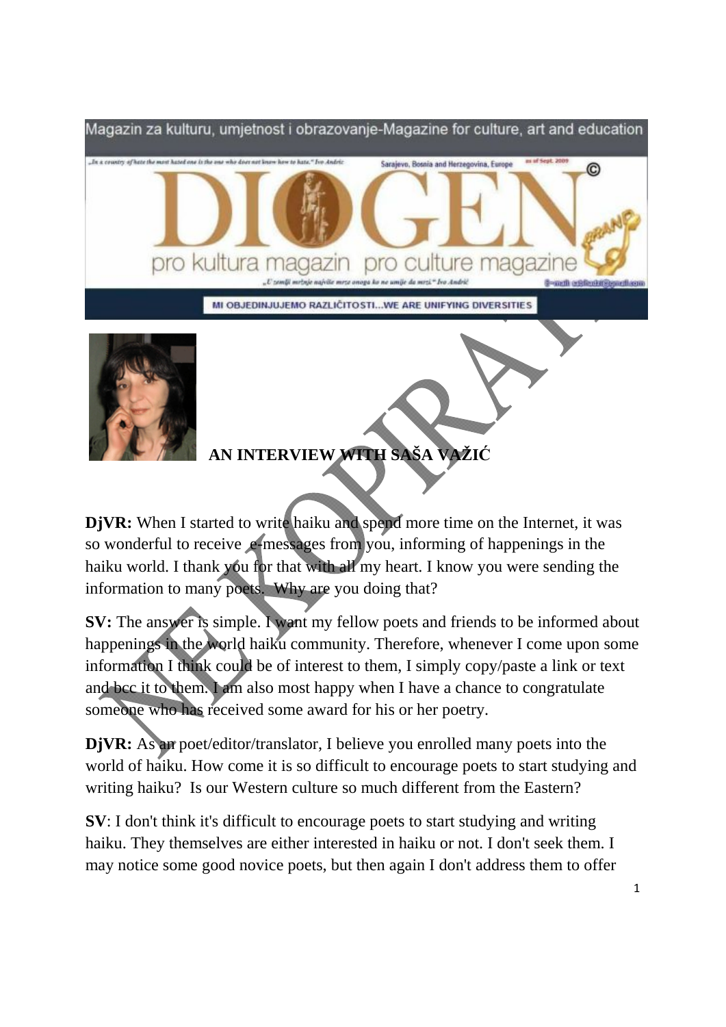Magazin za kulturu, umjetnost i obrazovanje-Magazine for culture, art and education

# DIOGEN pro kultura magazin pro culture magazine

MI OBJEDINJUJEMO RAZLIČITOSTI...WE ARE UNIFYING DIVERSITIES

## AN INTERVIEW WITH SAŠA VAŽIĆ

**DjVR:** When I started to write haiku and spend more time on the Internet, it was so wonderful to receive e-messages from you, informing of happenings in the haiku world. I thank you for that with all my heart. I know you were sending the information to many poets. Why are you doing that?

**SV:** The answer is simple. I want my fellow poets and friends to be informed about happenings in the world haiku community. Therefore, whenever I come upon some information I think could be of interest to them, I simply copy/paste a link or text and bcc it to them. I am also most happy when I have a chance to congratulate someone who has received some award for his or her poetry.

**DjVR:** As an poet/editor/translator, I believe you enrolled many poets into the world of haiku. How come it is so difficult to encourage poets to start studying and writing haiku? Is our Western culture so much different from the Eastern?

**SV**: I don't think it's difficult to encourage poets to start studying and writing haiku. They themselves are either interested in haiku or not. I don't seek them. I may notice some good novice poets, but then again I don't address them to offer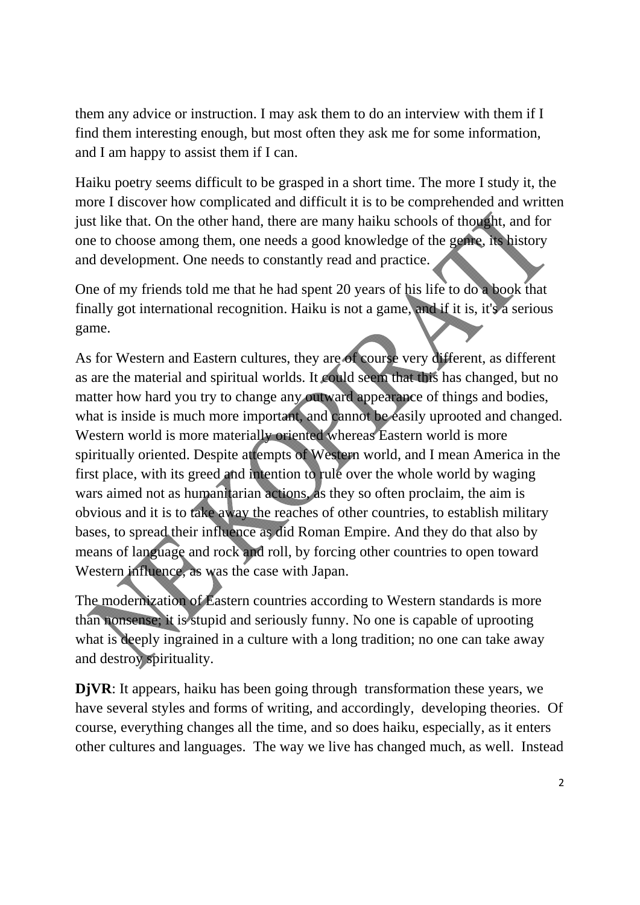them any advice or instruction. I may ask them to do an interview with them if I find them interesting enough, but most often they ask me for some information, and I am happy to assist them if I can.

Haiku poetry seems difficult to be grasped in a short time. The more I study it, the more I discover how complicated and difficult it is to be comprehended and written just like that. On the other hand, there are many haiku schools of thought, and for one to choose among them, one needs a good knowledge of the genre, its history and development. One needs to constantly read and practice.

One of my friends told me that he had spent 20 years of his life to do a book that finally got international recognition. Haiku is not a game, and if it is, it's a serious game.

As for Western and Eastern cultures, they are of course very different, as different as are the material and spiritual worlds. It could seem that this has changed, but no matter how hard you try to change any outward appearance of things and bodies, what is inside is much more important, and cannot be easily uprooted and changed. Western world is more materially oriented whereas Eastern world is more spiritually oriented. Despite attempts of Western world, and I mean America in the first place, with its greed and intention to rule over the whole world by waging wars aimed not as humanitarian actions, as they so often proclaim, the aim is obvious and it is to take away the reaches of other countries, to establish military bases, to spread their influence as did Roman Empire. And they do that also by means of language and rock and roll, by forcing other countries to open toward Western influence, as was the case with Japan.

The modernization of Eastern countries according to Western standards is more than nonsense; it is stupid and seriously funny. No one is capable of uprooting what is deeply ingrained in a culture with a long tradition; no one can take away and destroy spirituality.

**DjVR**: It appears, haiku has been going through transformation these years, we have several styles and forms of writing, and accordingly, developing theories. Of course, everything changes all the time, and so does haiku, especially, as it enters other cultures and languages. The way we live has changed much, as well. Instead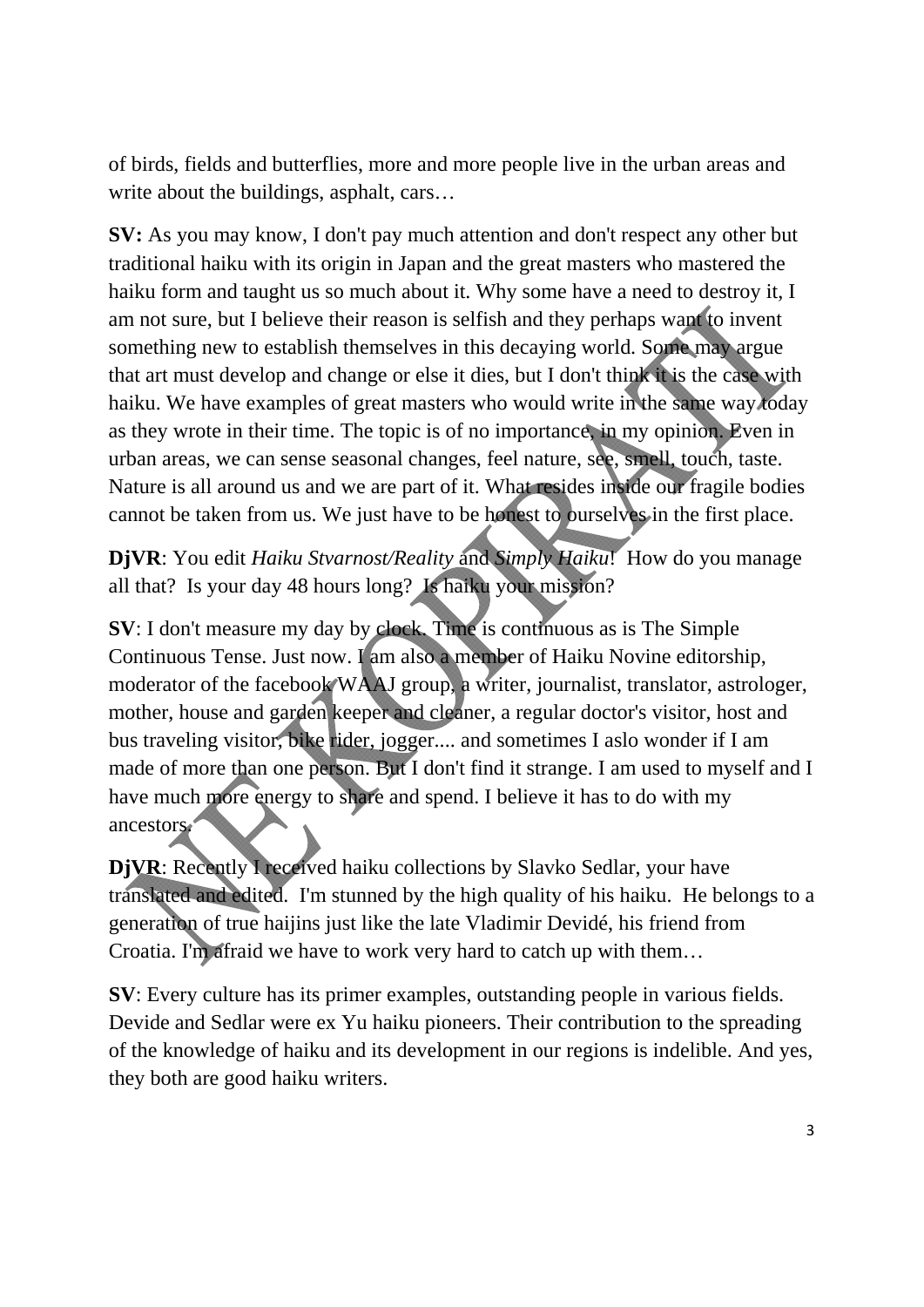of birds, fields and butterflies, more and more people live in the urban areas and write about the buildings, asphalt, cars…

**SV:** As you may know, I don't pay much attention and don't respect any other but traditional haiku with its origin in Japan and the great masters who mastered the haiku form and taught us so much about it. Why some have a need to destroy it, I am not sure, but I believe their reason is selfish and they perhaps want to invent something new to establish themselves in this decaying world. Some may argue that art must develop and change or else it dies, but I don't think it is the case with haiku. We have examples of great masters who would write in the same way today as they wrote in their time. The topic is of no importance, in my opinion. Even in urban areas, we can sense seasonal changes, feel nature, see, smell, touch, taste. Nature is all around us and we are part of it. What resides inside our fragile bodies cannot be taken from us. We just have to be honest to ourselves in the first place.

**DjVR**: You edit *Haiku Stvarnost/Reality* and *Simply Haiku*! How do you manage all that? Is your day 48 hours long? Is haiku your mission?

**SV**: I don't measure my day by clock. Time is continuous as is The Simple Continuous Tense. Just now. I am also a member of Haiku Novine editorship, moderator of the facebook WAAJ group, a writer, journalist, translator, astrologer, mother, house and garden keeper and cleaner, a regular doctor's visitor, host and bus traveling visitor, bike rider, jogger.... and sometimes I aslo wonder if I am made of more than one person. But I don't find it strange. I am used to myself and I have much more energy to share and spend. I believe it has to do with my ancestors.

**DjVR**: Recently I received haiku collections by Slavko Sedlar, your have translated and edited. I'm stunned by the high quality of his haiku. He belongs to a generation of true haijins just like the late Vladimir Devidé, his friend from Croatia. I'm afraid we have to work very hard to catch up with them…

**SV**: Every culture has its primer examples, outstanding people in various fields. Devide and Sedlar were ex Yu haiku pioneers. Their contribution to the spreading of the knowledge of haiku and its development in our regions is indelible. And yes, they both are good haiku writers.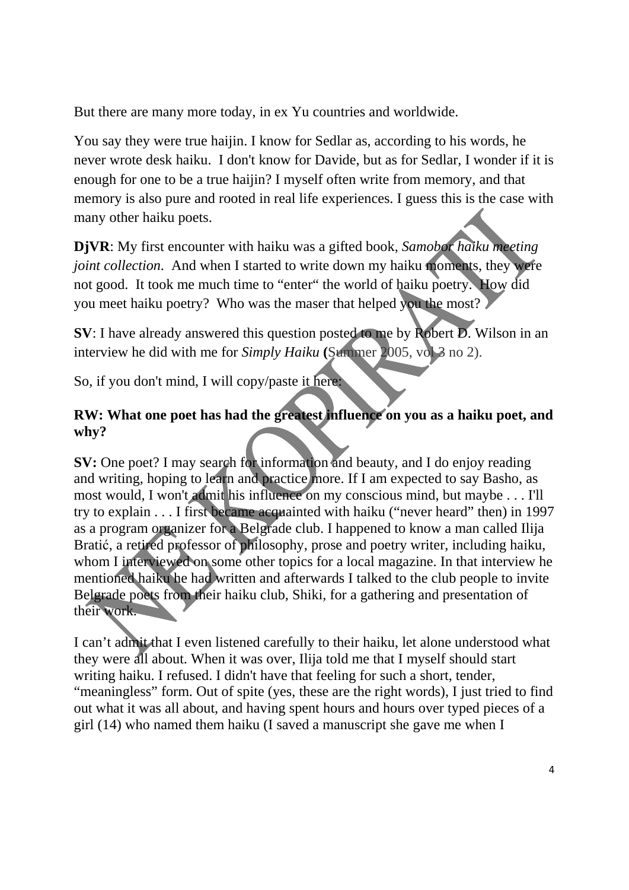But there are many more today, in ex Yu countries and worldwide.

You say they were true haijin. I know for Sedlar as, according to his words, he never wrote desk haiku. I don't know for Davide, but as for Sedlar, I wonder if it is enough for one to be a true haijin? I myself often write from memory, and that memory is also pure and rooted in real life experiences. I guess this is the case with many other haiku poets.

**DjVR**: My first encounter with haiku was a gifted book, *Samobor haiku meeting joint collection*. And when I started to write down my haiku moments, they were not good. It took me much time to "enter" the world of haiku poetry. How did you meet haiku poetry? Who was the maser that helped you the most?

**SV**: I have already answered this question posted to me by Robert D. Wilson in an interview he did with me for *Simply Haiku* **(**Summer 2005, vol 3 no 2).

So, if you don't mind, I will copy/paste it here:

**RW: What one poet has had the greatest influence on you as a haiku poet, and why?**

**SV:** One poet? I may search for information and beauty, and I do enjoy reading and writing, hoping to learn and practice more. If I am expected to say Basho, as most would, I won't admit his influence on my conscious mind, but maybe . . . I'll try to explain . . . I first became acquainted with haiku ("never heard" then) in 1997 as a program organizer for a Belgrade club. I happened to know a man called Ilija Bratić, a retired professor of philosophy, prose and poetry writer, including haiku, whom I interviewed on some other topics for a local magazine. In that interview he mentioned haiku he had written and afterwards I talked to the club people to invite Belgrade poets from their haiku club, Shiki, for a gathering and presentation of their work.

I can't admit that I even listened carefully to their haiku, let alone understood what they were all about. When it was over, Ilija told me that I myself should start writing haiku. I refused. I didn't have that feeling for such a short, tender, "meaningless" form. Out of spite (yes, these are the right words), I just tried to find out what it was all about, and having spent hours and hours over typed pieces of a girl (14) who named them haiku (I saved a manuscript she gave me when I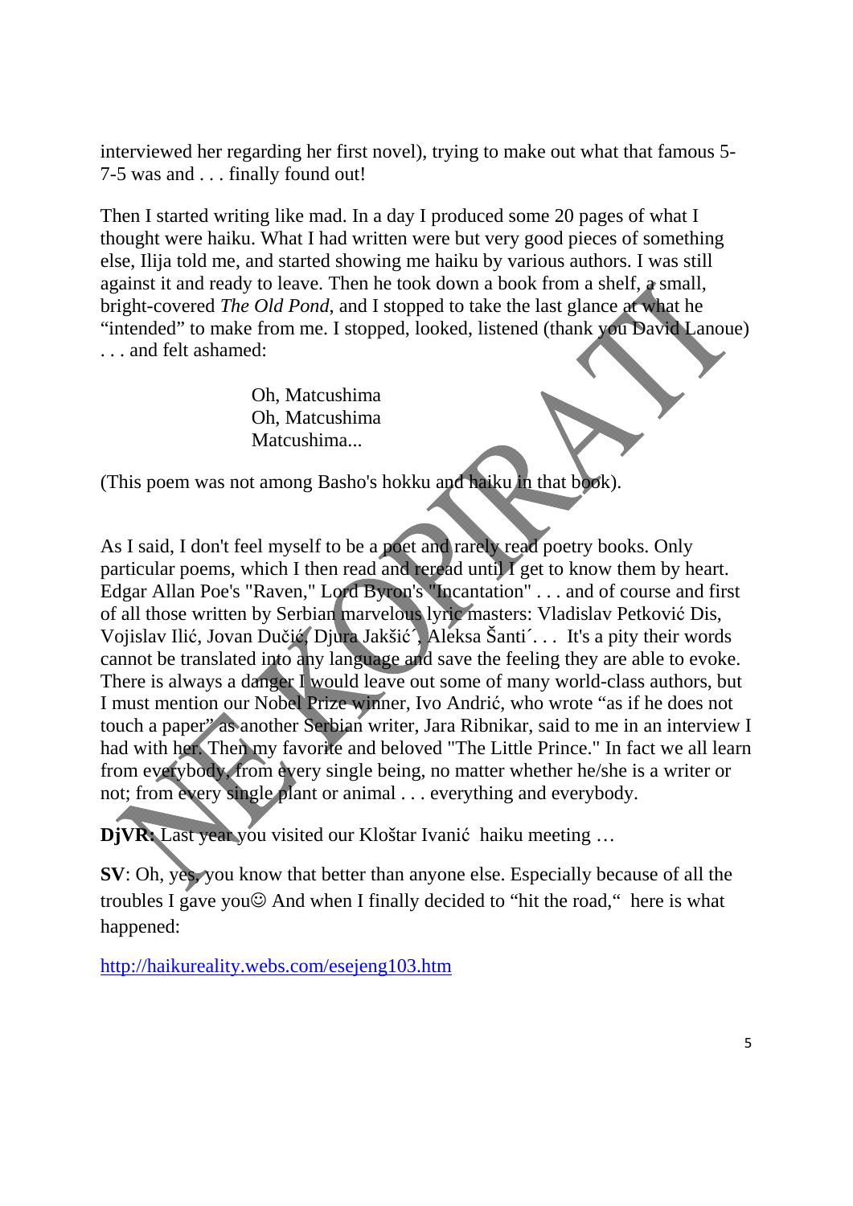interviewed her regarding her first novel), trying to make out what that famous 5-7-5 was and . . . finally found out!

Then I started writing like mad. In a day I produced some 20 pages of what I thought were haiku. What I had written were but very good pieces of something else, Ilija told me, and started showing me haiku by various authors. I was still against it and ready to leave. Then he took down a book from a shelf, a small, bright-covered *The Old Pond*, and I stopped to take the last glance at what he "intended" to make from me. I stopped, looked, listened (thank you David Lanoue) . . . and felt ashamed:

> Oh, Matcushima
> Oh, Matcushima
> Matcushima...

(This poem was not among Basho's hokku and haiku in that book).

As I said, I don't feel myself to be a poet and rarely read poetry books. Only particular poems, which I then read and reread until I get to know them by heart. Edgar Allan Poe's "Raven," Lord Byron's "Incantation" . . . and of course and first of all those written by Serbian marvelous lyric masters: Vladislav Petković Dis, Vojislav Ilić, Jovan Dučić, Djura Jakšić´, Aleksa Šanti´. . . It's a pity their words cannot be translated into any language and save the feeling they are able to evoke. There is always a danger I would leave out some of many world-class authors, but I must mention our Nobel Prize winner, Ivo Andrić, who wrote "as if he does not touch a paper" as another Serbian writer, Jara Ribnikar, said to me in an interview I had with her. Then my favorite and beloved "The Little Prince." In fact we all learn from everybody, from every single being, no matter whether he/she is a writer or not; from every single plant or animal . . . everything and everybody.

**DjVR:** Last year you visited our Kloštar Ivanić haiku meeting …

**SV**: Oh, yes, you know that better than anyone else. Especially because of all the troubles I gave you☺ And when I finally decided to "hit the road," here is what happened:

http://haikureality.webs.com/esejeng103.htm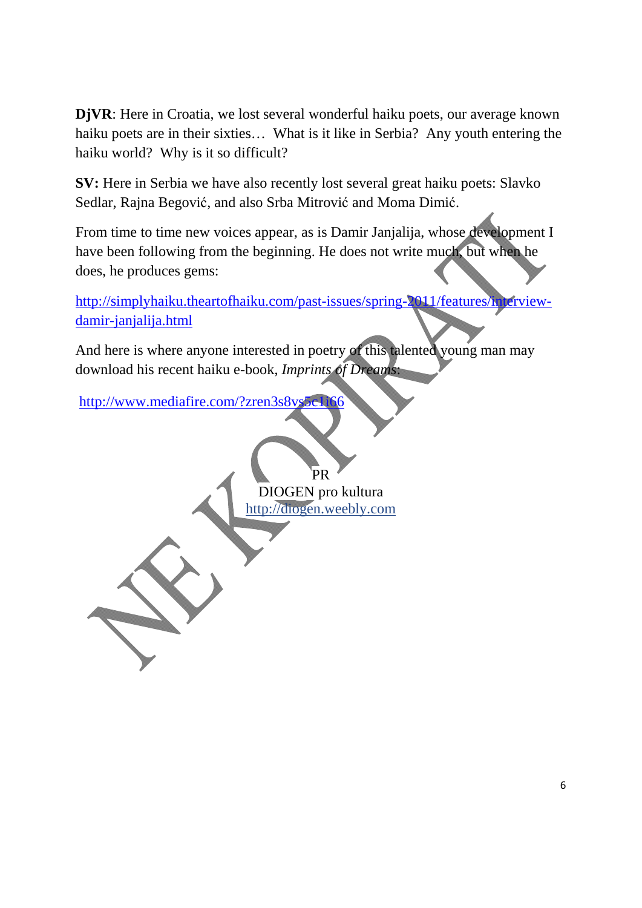**DjVR**: Here in Croatia, we lost several wonderful haiku poets, our average known haiku poets are in their sixties… What is it like in Serbia? Any youth entering the haiku world? Why is it so difficult?

**SV:** Here in Serbia we have also recently lost several great haiku poets: Slavko Sedlar, Rajna Begović, and also Srba Mitrović and Moma Dimić.

From time to time new voices appear, as is Damir Janjalija, whose development I have been following from the beginning. He does not write much, but when he does, he produces gems:

http://simplyhaiku.theartofhaiku.com/past-issues/spring-2011/features/interview-damir-janjalija.html

And here is where anyone interested in poetry of this talented young man may download his recent haiku e-book, *Imprints of Dreams*:

http://www.mediafire.com/?zren3s8vs5c1i66

PR
DIOGEN pro kultura
http://diogen.weebly.com